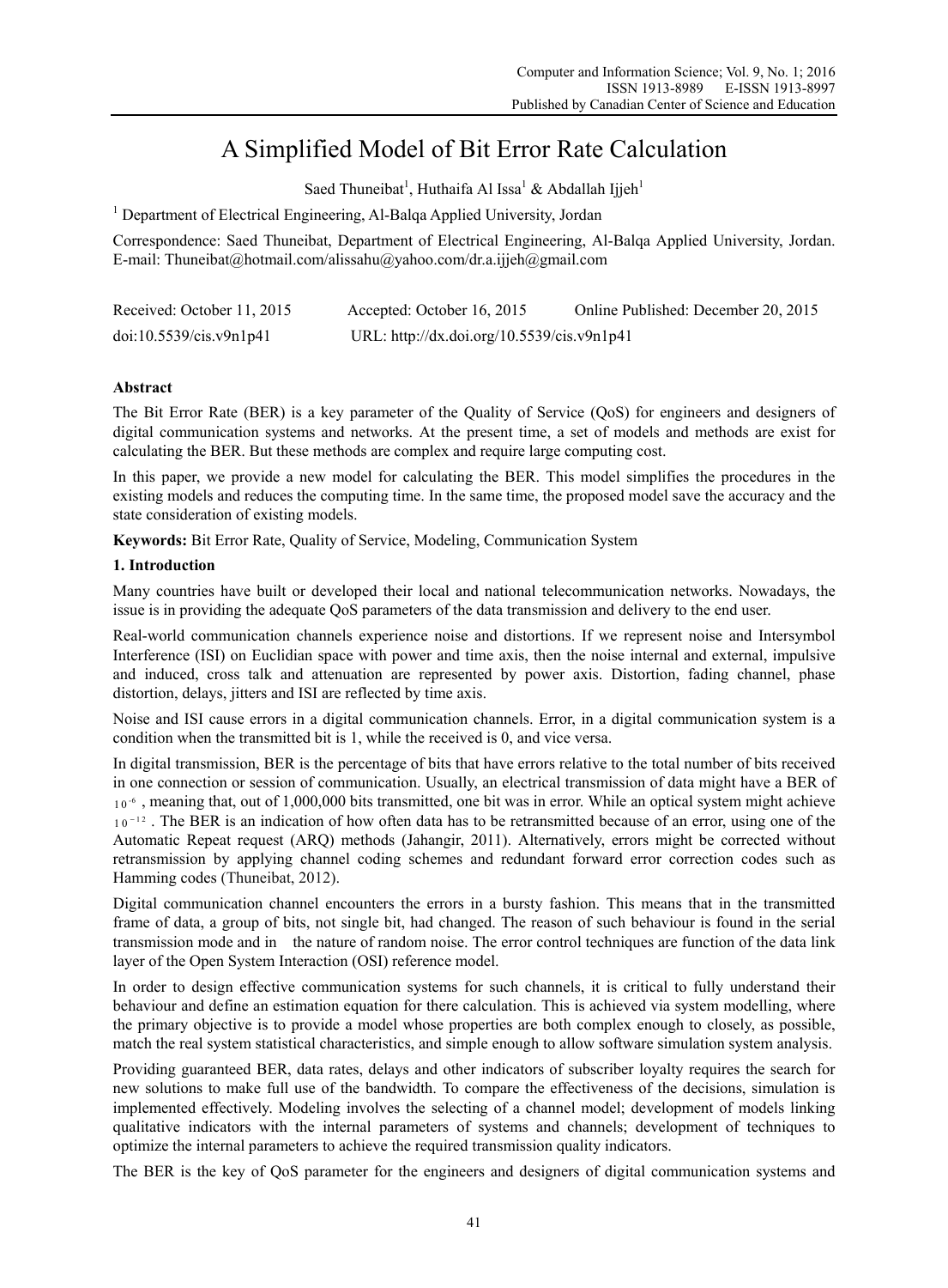# A Simplified Model of Bit Error Rate Calculation

Saed Thuneibat[1], Huthaifa Al Issa[1] & Abdallah Ijjeh[1]

[1] Department of Electrical Engineering, Al-Balqa Applied University, Jordan

Correspondence: Saed Thuneibat, Department of Electrical Engineering, Al-Balqa Applied University, Jordan. E-mail: Thuneibat@hotmail.com/alissahu@yahoo.com/dr.a.ijjeh@gmail.com

| Received: October 11, 2015 | Accepted: October 16, 2015 | Online Published: December 20, 2015 |
|---|---|---|
| doi:10.5539/cis.v9n1p41 | URL: http://dx.doi.org/10.5539/cis.v9n1p41 | |

## Abstract

The Bit Error Rate (BER) is a key parameter of the Quality of Service (QoS) for engineers and designers of digital communication systems and networks. At the present time, a set of models and methods are exist for calculating the BER. But these methods are complex and require large computing cost.

In this paper, we provide a new model for calculating the BER. This model simplifies the procedures in the existing models and reduces the computing time. In the same time, the proposed model save the accuracy and the state consideration of existing models.

**Keywords:** Bit Error Rate, Quality of Service, Modeling, Communication System

## 1. Introduction

Many countries have built or developed their local and national telecommunication networks. Nowadays, the issue is in providing the adequate QoS parameters of the data transmission and delivery to the end user.

Real-world communication channels experience noise and distortions. If we represent noise and Intersymbol Interference (ISI) on Euclidian space with power and time axis, then the noise internal and external, impulsive and induced, cross talk and attenuation are represented by power axis. Distortion, fading channel, phase distortion, delays, jitters and ISI are reflected by time axis.

Noise and ISI cause errors in a digital communication channels. Error, in a digital communication system is a condition when the transmitted bit is 1, while the received is 0, and vice versa.

In digital transmission, BER is the percentage of bits that have errors relative to the total number of bits received in one connection or session of communication. Usually, an electrical transmission of data might have a BER of $10^{-6}$ , meaning that, out of 1,000,000 bits transmitted, one bit was in error. While an optical system might achieve $10^{-12}$ . The BER is an indication of how often data has to be retransmitted because of an error, using one of the Automatic Repeat request (ARQ) methods (Jahangir, 2011). Alternatively, errors might be corrected without retransmission by applying channel coding schemes and redundant forward error correction codes such as Hamming codes (Thuneibat, 2012).

Digital communication channel encounters the errors in a bursty fashion. This means that in the transmitted frame of data, a group of bits, not single bit, had changed. The reason of such behaviour is found in the serial transmission mode and in the nature of random noise. The error control techniques are function of the data link layer of the Open System Interaction (OSI) reference model.

In order to design effective communication systems for such channels, it is critical to fully understand their behaviour and define an estimation equation for there calculation. This is achieved via system modelling, where the primary objective is to provide a model whose properties are both complex enough to closely, as possible, match the real system statistical characteristics, and simple enough to allow software simulation system analysis.

Providing guaranteed BER, data rates, delays and other indicators of subscriber loyalty requires the search for new solutions to make full use of the bandwidth. To compare the effectiveness of the decisions, simulation is implemented effectively. Modeling involves the selecting of a channel model; development of models linking qualitative indicators with the internal parameters of systems and channels; development of techniques to optimize the internal parameters to achieve the required transmission quality indicators.

The BER is the key of QoS parameter for the engineers and designers of digital communication systems and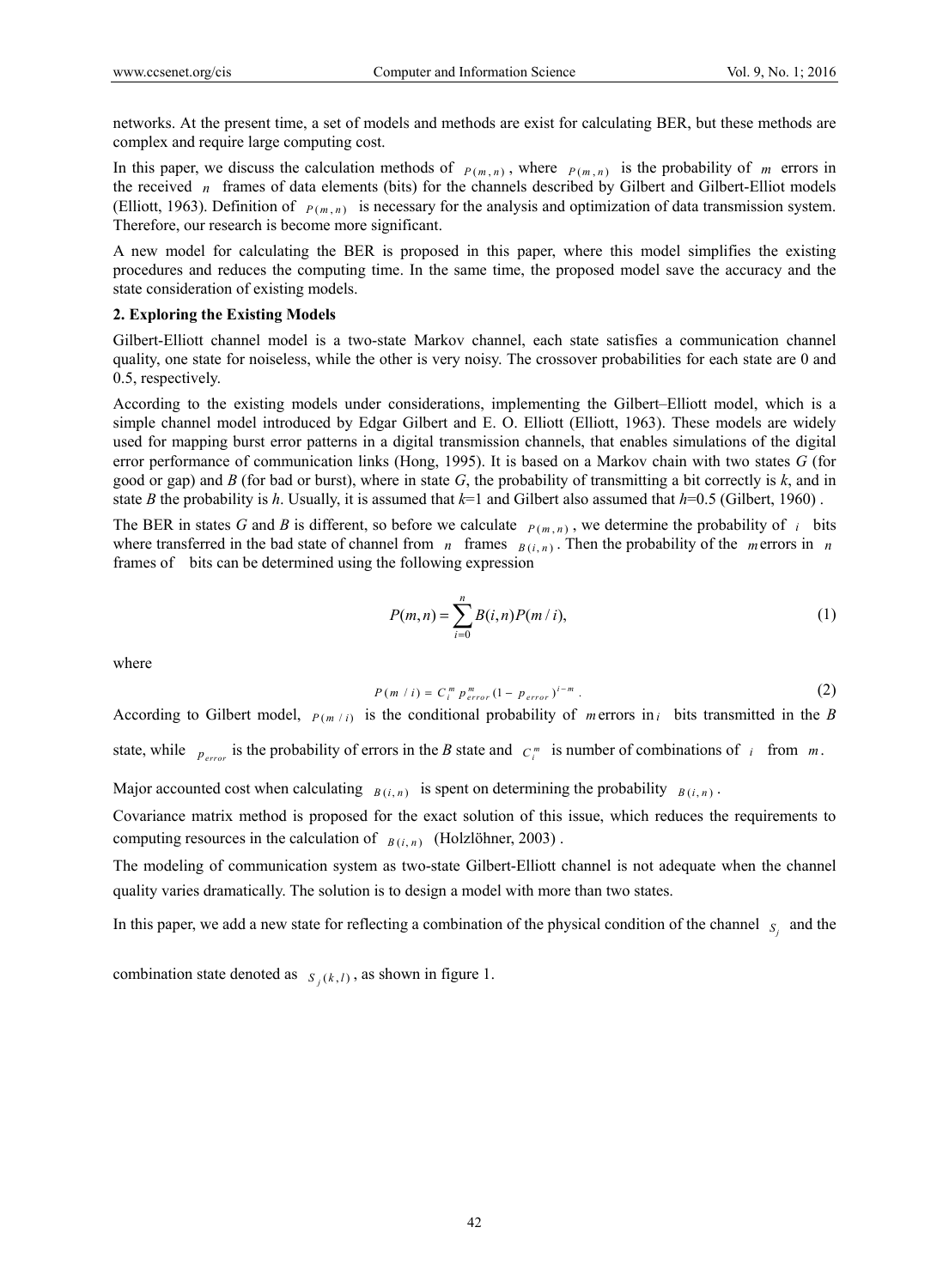networks. At the present time, a set of models and methods are exist for calculating BER, but these methods are complex and require large computing cost.

In this paper, we discuss the calculation methods of $P(m,n)$, where $P(m,n)$ is the probability of $m$ errors in the received $n$ frames of data elements (bits) for the channels described by Gilbert and Gilbert-Elliot models (Elliott, 1963). Definition of $P(m,n)$ is necessary for the analysis and optimization of data transmission system. Therefore, our research is become more significant.

A new model for calculating the BER is proposed in this paper, where this model simplifies the existing procedures and reduces the computing time. In the same time, the proposed model save the accuracy and the state consideration of existing models.

## 2. Exploring the Existing Models

Gilbert-Elliott channel model is a two-state Markov channel, each state satisfies a communication channel quality, one state for noiseless, while the other is very noisy. The crossover probabilities for each state are 0 and 0.5, respectively.

According to the existing models under considerations, implementing the Gilbert–Elliott model, which is a simple channel model introduced by Edgar Gilbert and E. O. Elliott (Elliott, 1963). These models are widely used for mapping burst error patterns in a digital transmission channels, that enables simulations of the digital error performance of communication links (Hong, 1995). It is based on a Markov chain with two states *G* (for good or gap) and *B* (for bad or burst), where in state *G*, the probability of transmitting a bit correctly is *k*, and in state *B* the probability is *h*. Usually, it is assumed that *k*=1 and Gilbert also assumed that *h*=0.5 (Gilbert, 1960) .

The BER in states *G* and *B* is different, so before we calculate $P(m,n)$, we determine the probability of $i$ bits where transferred in the bad state of channel from $n$ frames $B(i,n)$. Then the probability of the $m$ errors in $n$ frames of bits can be determined using the following expression

$$P(m,n) = \sum_{i=0}^{n} B(i,n)P(m/i), \tag{1}$$

where

$$P(m/i) = C_i^m p_{error}^m (1 - p_{error})^{i-m}. \tag{2}$$

According to Gilbert model, $P(m/i)$ is the conditional probability of $m$ errors in $i$ bits transmitted in the *B* state, while $p_{error}$ is the probability of errors in the *B* state and $C_i^m$ is number of combinations of $i$ from $m$.

Major accounted cost when calculating $B(i,n)$ is spent on determining the probability $B(i,n)$.

Covariance matrix method is proposed for the exact solution of this issue, which reduces the requirements to computing resources in the calculation of $B(i,n)$ (Holzlöhner, 2003) .

The modeling of communication system as two-state Gilbert-Elliott channel is not adequate when the channel quality varies dramatically. The solution is to design a model with more than two states.

In this paper, we add a new state for reflecting a combination of the physical condition of the channel $S_j$ and the combination state denoted as $S_j(k,l)$, as shown in figure 1.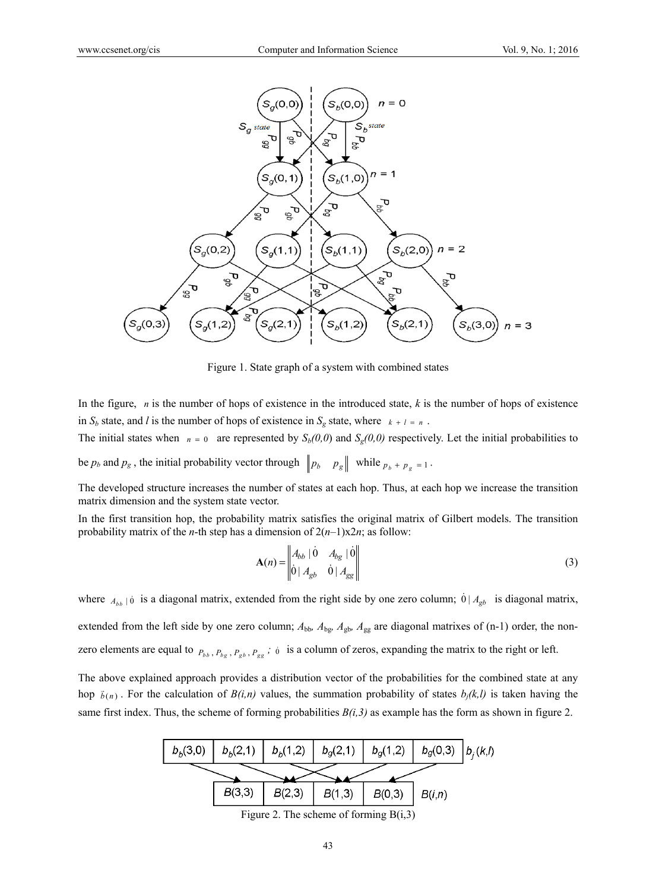Figure 1. State graph of a system with combined states

In the figure, $n$ is the number of hops of existence in the introduced state, $k$ is the number of hops of existence in $S_b$ state, and $l$ is the number of hops of existence in $S_g$ state, where $k + l = n$.

The initial states when $n = 0$ are represented by $S_b(0,0)$ and $S_g(0,0)$ respectively. Let the initial probabilities to be $p_b$ and $p_g$, the initial probability vector through $\left\| p_b \quad p_g \right\|$ while $p_b + p_g = 1$.

The developed structure increases the number of states at each hop. Thus, at each hop we increase the transition matrix dimension and the system state vector.

In the first transition hop, the probability matrix satisfies the original matrix of Gilbert models. The transition probability matrix of the $n$-th step has a dimension of $2(n-1)\text{x}2n$; as follow:

$$\mathbf{A}(n) = \begin{Vmatrix} A_{bb} \mid \dot{0} & A_{bg} \mid \dot{0} \\ \dot{0} \mid A_{gb} & \dot{0} \mid A_{gg} \end{Vmatrix} \tag{3}$$

where $A_{bb} \mid \dot{0}$ is a diagonal matrix, extended from the right side by one zero column; $\dot{0} \mid A_{gb}$ is diagonal matrix, extended from the left side by one zero column; $A_{bb}$, $A_{bg}$, $A_{gb}$, $A_{gg}$ are diagonal matrixes of (n-1) order, the non-zero elements are equal to $P_{bb}, P_{bg}, P_{gb}, P_{gg}$; $\dot{0}$ is a column of zeros, expanding the matrix to the right or left.

The above explained approach provides a distribution vector of the probabilities for the combined state at any hop $\vec{b}(n)$. For the calculation of $B(i,n)$ values, the summation probability of states $b_j(k,l)$ is taken having the same first index. Thus, the scheme of forming probabilities $B(i,3)$ as example has the form as shown in figure 2.

| $b_b(3,0)$ | $b_b(2,1)$ | $b_b(1,2)$ | $b_g(2,1)$ | $b_g(1,2)$ | $b_g(0,3)$ | $b_j(k,l)$ |
|---|---|---|---|---|---|---|

| $B(3,3)$ | $B(2,3)$ | $B(1,3)$ | $B(0,3)$ | $B(i,n)$ |
|---|---|---|---|---|

Figure 2. The scheme of forming B(i,3)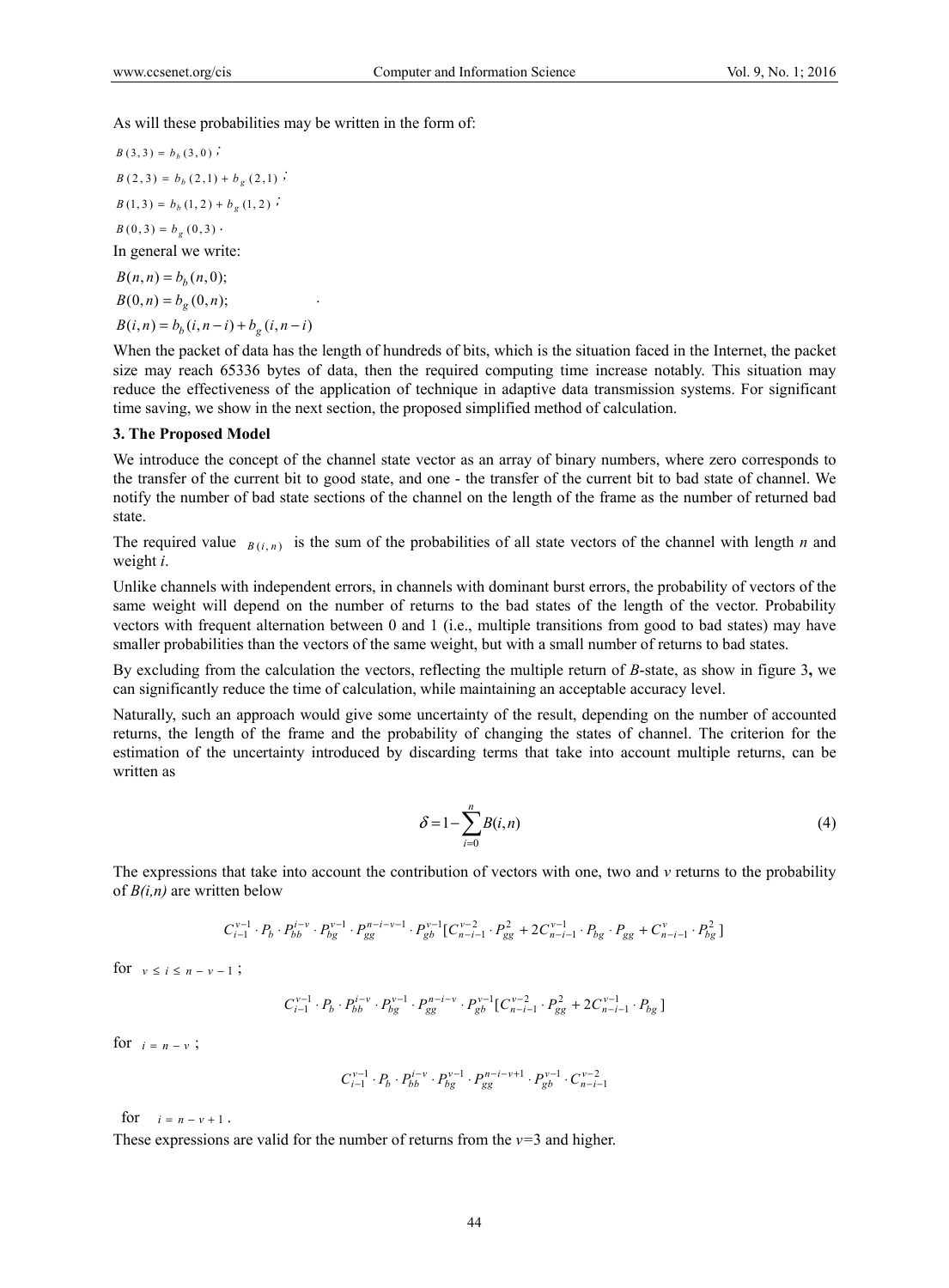As will these probabilities may be written in the form of:

$B(3,3) = b_b(3,0)$;

$B(2,3) = b_b(2,1) + b_g(2,1)$;

$B(1,3) = b_b(1,2) + b_g(1,2)$;

$B(0,3) = b_g(0,3)$.

In general we write:

$$B(n,n) = b_b(n,0);$$
$$B(0,n) = b_g(0,n);$$
$$B(i,n) = b_b(i,n-i) + b_g(i,n-i)$$

When the packet of data has the length of hundreds of bits, which is the situation faced in the Internet, the packet size may reach 65336 bytes of data, then the required computing time increase notably. This situation may reduce the effectiveness of the application of technique in adaptive data transmission systems. For significant time saving, we show in the next section, the proposed simplified method of calculation.

**3. The Proposed Model**

We introduce the concept of the channel state vector as an array of binary numbers, where zero corresponds to the transfer of the current bit to good state, and one - the transfer of the current bit to bad state of channel. We notify the number of bad state sections of the channel on the length of the frame as the number of returned bad state.

The required value $B(i,n)$ is the sum of the probabilities of all state vectors of the channel with length *n* and weight *i*.

Unlike channels with independent errors, in channels with dominant burst errors, the probability of vectors of the same weight will depend on the number of returns to the bad states of the length of the vector. Probability vectors with frequent alternation between 0 and 1 (i.e., multiple transitions from good to bad states) may have smaller probabilities than the vectors of the same weight, but with a small number of returns to bad states.

By excluding from the calculation the vectors, reflecting the multiple return of *B*-state, as show in figure 3**,** we can significantly reduce the time of calculation, while maintaining an acceptable accuracy level.

Naturally, such an approach would give some uncertainty of the result, depending on the number of accounted returns, the length of the frame and the probability of changing the states of channel. The criterion for the estimation of the uncertainty introduced by discarding terms that take into account multiple returns, can be written as

$$\delta = 1 - \sum_{i=0}^{n} B(i,n) \tag{4}$$

The expressions that take into account the contribution of vectors with one, two and *v* returns to the probability of *B(i,n)* are written below

$$C_{i-1}^{v-1} \cdot P_b \cdot P_{bb}^{i-v} \cdot P_{bg}^{v-1} \cdot P_{gg}^{n-i-v-1} \cdot P_{gb}^{v-1}[C_{n-i-1}^{v-2} \cdot P_{gg}^{2} + 2C_{n-i-1}^{v-1} \cdot P_{bg} \cdot P_{gg} + C_{n-i-1}^{v} \cdot P_{bg}^{2}]$$

for $v \le i \le n - v - 1$;

$$C_{i-1}^{v-1} \cdot P_b \cdot P_{bb}^{i-v} \cdot P_{bg}^{v-1} \cdot P_{gg}^{n-i-v} \cdot P_{gb}^{v-1}[C_{n-i-1}^{v-2} \cdot P_{gg}^{2} + 2C_{n-i-1}^{v-1} \cdot P_{bg}]$$

for $i = n - v$;

$$C_{i-1}^{v-1} \cdot P_b \cdot P_{bb}^{i-v} \cdot P_{bg}^{v-1} \cdot P_{gg}^{n-i-v+1} \cdot P_{gb}^{v-1} \cdot C_{n-i-1}^{v-2}$$

for $i = n - v + 1$.

These expressions are valid for the number of returns from the *v*=3 and higher.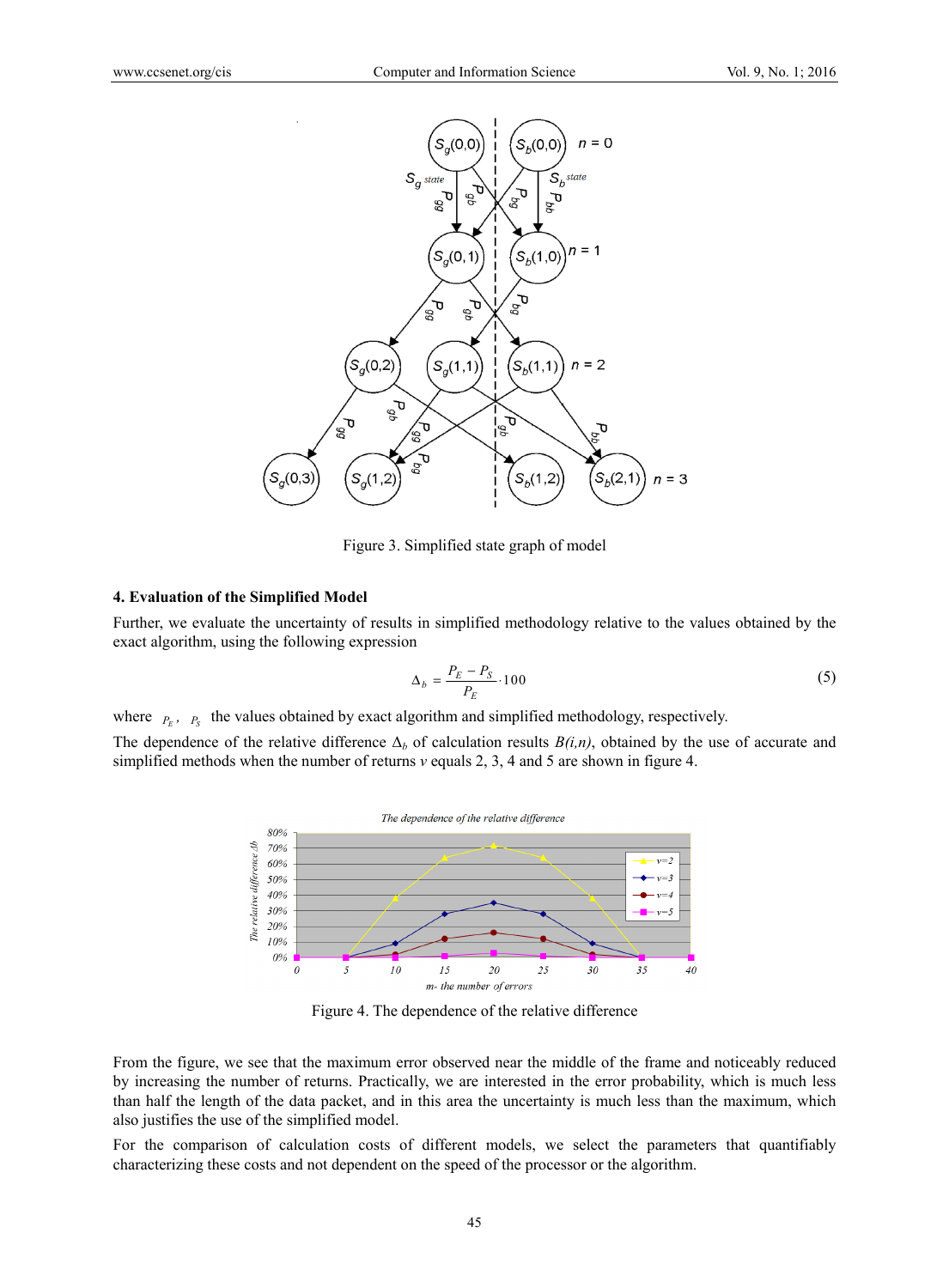Figure 3. Simplified state graph of model

## 4. Evaluation of the Simplified Model

Further, we evaluate the uncertainty of results in simplified methodology relative to the values obtained by the exact algorithm, using the following expression

$$\Delta_b = \frac{P_E - P_S}{P_E} \cdot 100 \tag{5}$$

where $P_E$, $P_S$ the values obtained by exact algorithm and simplified methodology, respectively.

The dependence of the relative difference $\Delta_b$ of calculation results *B(i,n)*, obtained by the use of accurate and simplified methods when the number of returns *v* equals 2, 3, 4 and 5 are shown in figure 4.

Figure 4. The dependence of the relative difference

From the figure, we see that the maximum error observed near the middle of the frame and noticeably reduced by increasing the number of returns. Practically, we are interested in the error probability, which is much less than half the length of the data packet, and in this area the uncertainty is much less than the maximum, which also justifies the use of the simplified model.

For the comparison of calculation costs of different models, we select the parameters that quantifiably characterizing these costs and not dependent on the speed of the processor or the algorithm.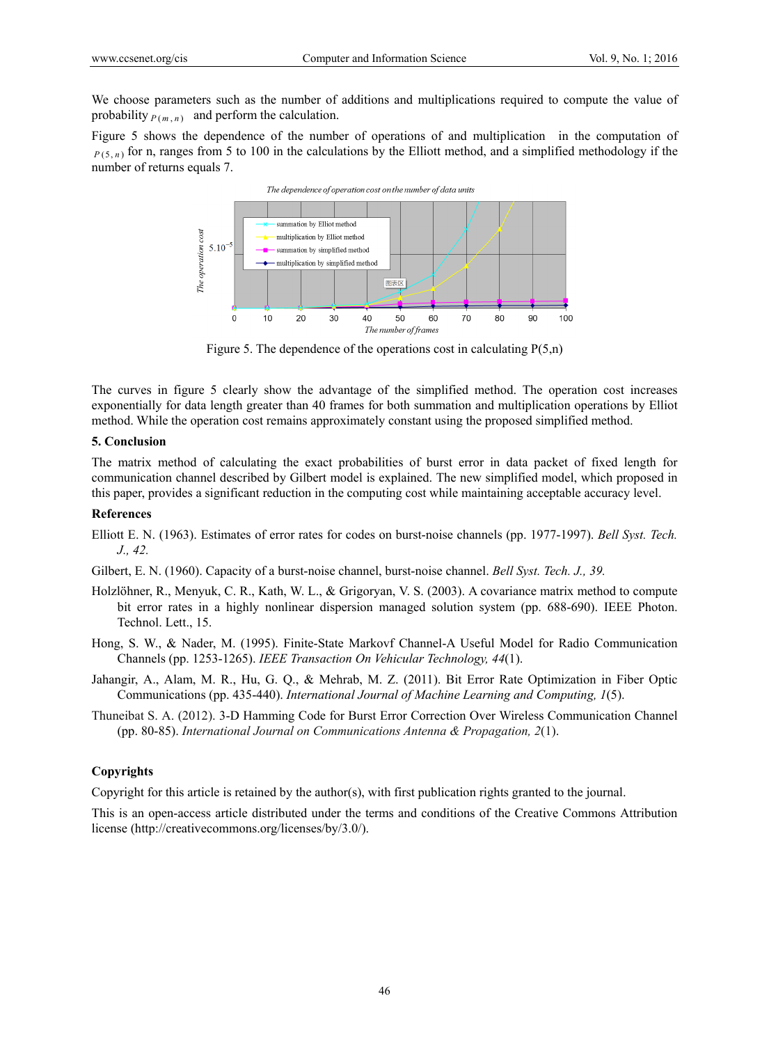We choose parameters such as the number of additions and multiplications required to compute the value of probability $P_{(m,n)}$ and perform the calculation.

Figure 5 shows the dependence of the number of operations of and multiplication in the computation of $P_{(5,n)}$ for n, ranges from 5 to 100 in the calculations by the Elliott method, and a simplified methodology if the number of returns equals 7.

The dependence of operation cost on the number of data units

The operation cost

$5.10^{-5}$

summation by Elliot method
multiplication by Elliot method
summation by simplified method
multiplication by simplified method

图表区

0 10 20 30 40 50 60 70 80 90 100

The number of frames

Figure 5. The dependence of the operations cost in calculating P(5,n)

The curves in figure 5 clearly show the advantage of the simplified method. The operation cost increases exponentially for data length greater than 40 frames for both summation and multiplication operations by Elliot method. While the operation cost remains approximately constant using the proposed simplified method.

## 5. Conclusion

The matrix method of calculating the exact probabilities of burst error in data packet of fixed length for communication channel described by Gilbert model is explained. The new simplified model, which proposed in this paper, provides a significant reduction in the computing cost while maintaining acceptable accuracy level.

## References

Elliott E. N. (1963). Estimates of error rates for codes on burst-noise channels (pp. 1977-1997). *Bell Syst. Tech. J., 42.*

Gilbert, E. N. (1960). Capacity of a burst-noise channel, burst-noise channel. *Bell Syst. Tech. J., 39.*

Holzlöhner, R., Menyuk, C. R., Kath, W. L., & Grigoryan, V. S. (2003). A covariance matrix method to compute bit error rates in a highly nonlinear dispersion managed solution system (pp. 688-690). IEEE Photon. Technol. Lett., 15.

Hong, S. W., & Nader, M. (1995). Finite-State Markovf Channel-A Useful Model for Radio Communication Channels (pp. 1253-1265). *IEEE Transaction On Vehicular Technology, 44*(1).

Jahangir, A., Alam, M. R., Hu, G. Q., & Mehrab, M. Z. (2011). Bit Error Rate Optimization in Fiber Optic Communications (pp. 435-440). *International Journal of Machine Learning and Computing, 1*(5).

Thuneibat S. A. (2012). 3-D Hamming Code for Burst Error Correction Over Wireless Communication Channel (pp. 80-85). *International Journal on Communications Antenna & Propagation, 2*(1).

## Copyrights

Copyright for this article is retained by the author(s), with first publication rights granted to the journal.

This is an open-access article distributed under the terms and conditions of the Creative Commons Attribution license (http://creativecommons.org/licenses/by/3.0/).